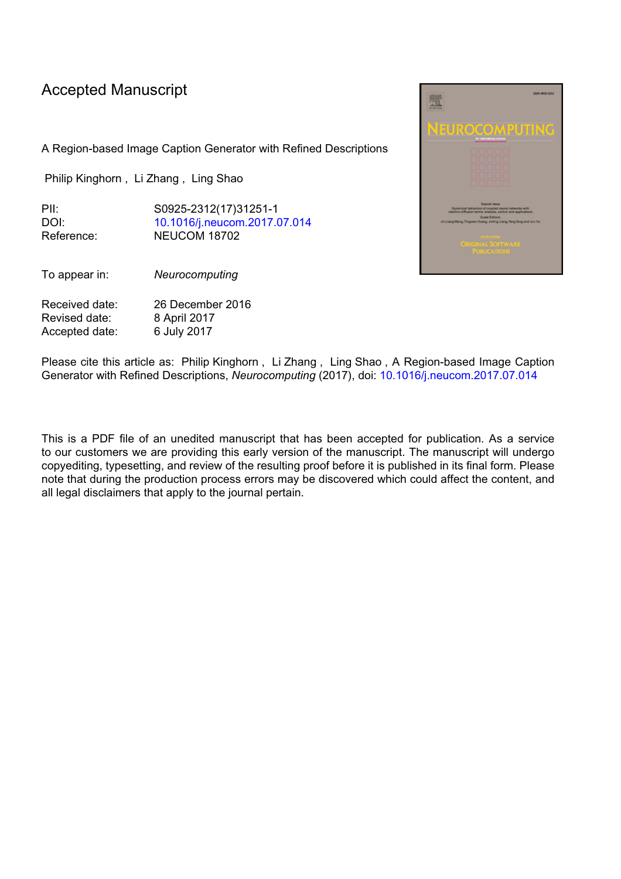# Accepted Manuscript

A Region-based Image Caption Generator with Refined Descriptions

Philip Kinghorn , Li Zhang , Ling Shao

PII: S0925-2312(17)31251-1
DOI: 10.1016/j.neucom.2017.07.014
Reference: NEUCOM 18702

To appear in: *Neurocomputing*

Received date: 26 December 2016
Revised date: 8 April 2017
Accepted date: 6 July 2017

Please cite this article as: Philip Kinghorn , Li Zhang , Ling Shao , A Region-based Image Caption Generator with Refined Descriptions, *Neurocomputing* (2017), doi: 10.1016/j.neucom.2017.07.014

This is a PDF file of an unedited manuscript that has been accepted for publication. As a service to our customers we are providing this early version of the manuscript. The manuscript will undergo copyediting, typesetting, and review of the resulting proof before it is published in its final form. Please note that during the production process errors may be discovered which could affect the content, and all legal disclaimers that apply to the journal pertain.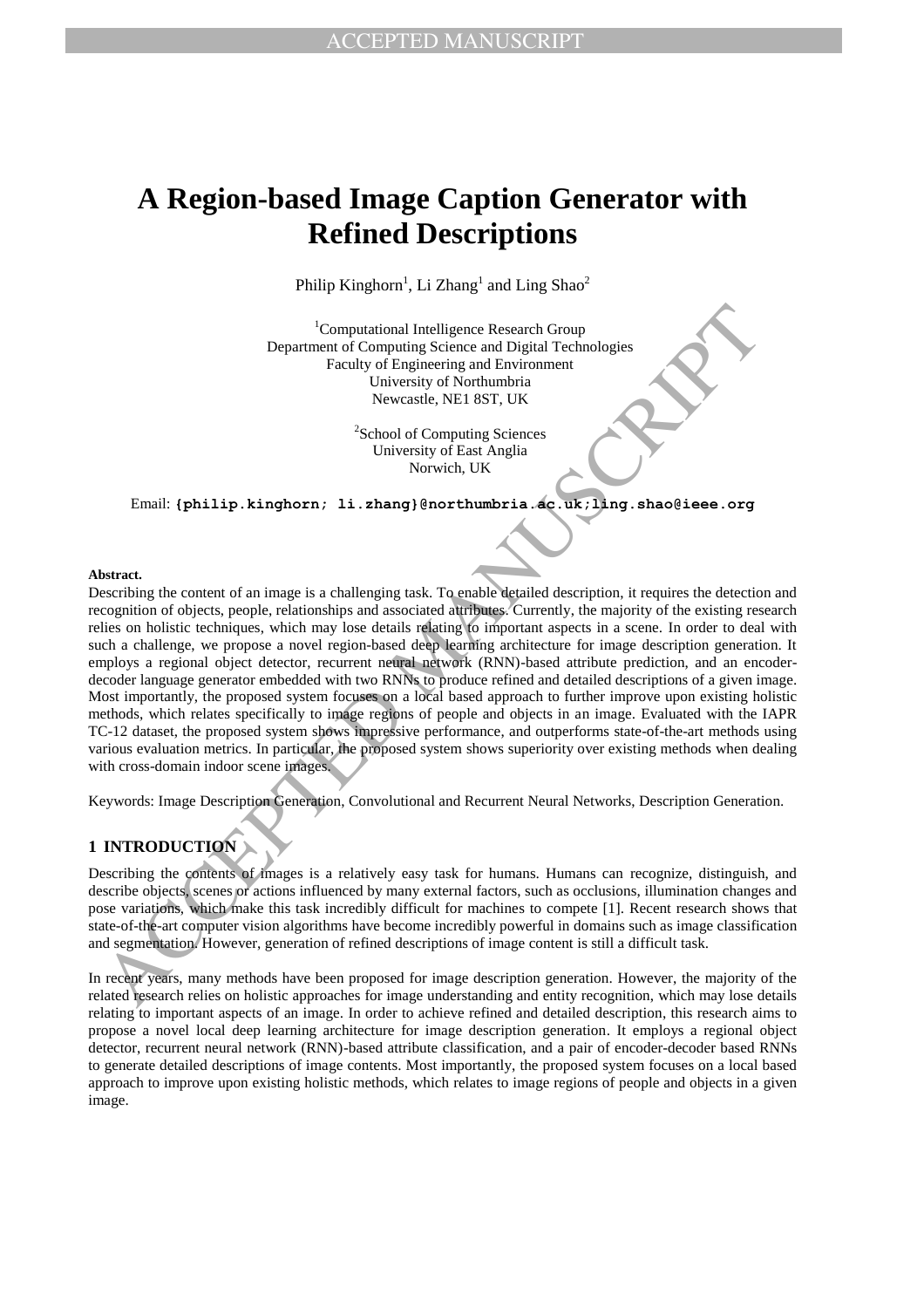# A Region-based Image Caption Generator with Refined Descriptions

Philip Kinghorn[1], Li Zhang[1] and Ling Shao[2]

[1]Computational Intelligence Research Group
Department of Computing Science and Digital Technologies
Faculty of Engineering and Environment
University of Northumbria
Newcastle, NE1 8ST, UK

[2]School of Computing Sciences
University of East Anglia
Norwich, UK

Email: **{philip.kinghorn; li.zhang}@northumbria.ac.uk;ling.shao@ieee.org**

**Abstract.**

Describing the content of an image is a challenging task. To enable detailed description, it requires the detection and recognition of objects, people, relationships and associated attributes. Currently, the majority of the existing research relies on holistic techniques, which may lose details relating to important aspects in a scene. In order to deal with such a challenge, we propose a novel region-based deep learning architecture for image description generation. It employs a regional object detector, recurrent neural network (RNN)-based attribute prediction, and an encoder-decoder language generator embedded with two RNNs to produce refined and detailed descriptions of a given image. Most importantly, the proposed system focuses on a local based approach to further improve upon existing holistic methods, which relates specifically to image regions of people and objects in an image. Evaluated with the IAPR TC-12 dataset, the proposed system shows impressive performance, and outperforms state-of-the-art methods using various evaluation metrics. In particular, the proposed system shows superiority over existing methods when dealing with cross-domain indoor scene images.

Keywords: Image Description Generation, Convolutional and Recurrent Neural Networks, Description Generation.

## 1 INTRODUCTION

Describing the contents of images is a relatively easy task for humans. Humans can recognize, distinguish, and describe objects, scenes or actions influenced by many external factors, such as occlusions, illumination changes and pose variations, which make this task incredibly difficult for machines to compete [1]. Recent research shows that state-of-the-art computer vision algorithms have become incredibly powerful in domains such as image classification and segmentation. However, generation of refined descriptions of image content is still a difficult task.

In recent years, many methods have been proposed for image description generation. However, the majority of the related research relies on holistic approaches for image understanding and entity recognition, which may lose details relating to important aspects of an image. In order to achieve refined and detailed description, this research aims to propose a novel local deep learning architecture for image description generation. It employs a regional object detector, recurrent neural network (RNN)-based attribute classification, and a pair of encoder-decoder based RNNs to generate detailed descriptions of image contents. Most importantly, the proposed system focuses on a local based approach to improve upon existing holistic methods, which relates to image regions of people and objects in a given image.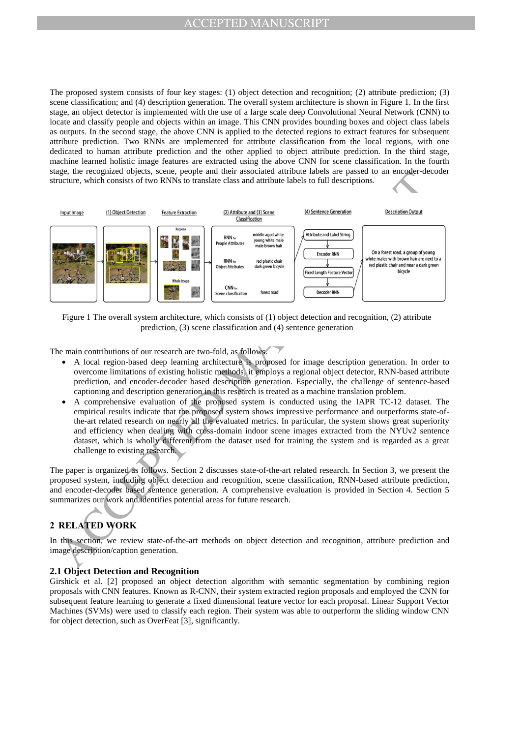The proposed system consists of four key stages: (1) object detection and recognition; (2) attribute prediction; (3) scene classification; and (4) description generation. The overall system architecture is shown in Figure 1. In the first stage, an object detector is implemented with the use of a large scale deep Convolutional Neural Network (CNN) to locate and classify people and objects within an image. This CNN provides bounding boxes and object class labels as outputs. In the second stage, the above CNN is applied to the detected regions to extract features for subsequent attribute prediction. Two RNNs are implemented for attribute classification from the local regions, with one dedicated to human attribute prediction and the other applied to object attribute prediction. In the third stage, machine learned holistic image features are extracted using the above CNN for scene classification. In the fourth stage, the recognized objects, scene, people and their associated attribute labels are passed to an encoder-decoder structure, which consists of two RNNs to translate class and attribute labels to full descriptions.

Figure 1 The overall system architecture, which consists of (1) object detection and recognition, (2) attribute prediction, (3) scene classification and (4) sentence generation

The main contributions of our research are two-fold, as follows.

- A local region-based deep learning architecture is proposed for image description generation. In order to overcome limitations of existing holistic methods, it employs a regional object detector, RNN-based attribute prediction, and encoder-decoder based description generation. Especially, the challenge of sentence-based captioning and description generation in this research is treated as a machine translation problem.
- A comprehensive evaluation of the proposed system is conducted using the IAPR TC-12 dataset. The empirical results indicate that the proposed system shows impressive performance and outperforms state-of-the-art related research on nearly all the evaluated metrics. In particular, the system shows great superiority and efficiency when dealing with cross-domain indoor scene images extracted from the NYUv2 sentence dataset, which is wholly different from the dataset used for training the system and is regarded as a great challenge to existing research.

The paper is organized as follows. Section 2 discusses state-of-the-art related research. In Section 3, we present the proposed system, including object detection and recognition, scene classification, RNN-based attribute prediction, and encoder-decoder based sentence generation. A comprehensive evaluation is provided in Section 4. Section 5 summarizes our work and identifies potential areas for future research.

## 2 RELATED WORK

In this section, we review state-of-the-art methods on object detection and recognition, attribute prediction and image description/caption generation.

### 2.1 Object Detection and Recognition

Girshick et al. [2] proposed an object detection algorithm with semantic segmentation by combining region proposals with CNN features. Known as R-CNN, their system extracted region proposals and employed the CNN for subsequent feature learning to generate a fixed dimensional feature vector for each proposal. Linear Support Vector Machines (SVMs) were used to classify each region. Their system was able to outperform the sliding window CNN for object detection, such as OverFeat [3], significantly.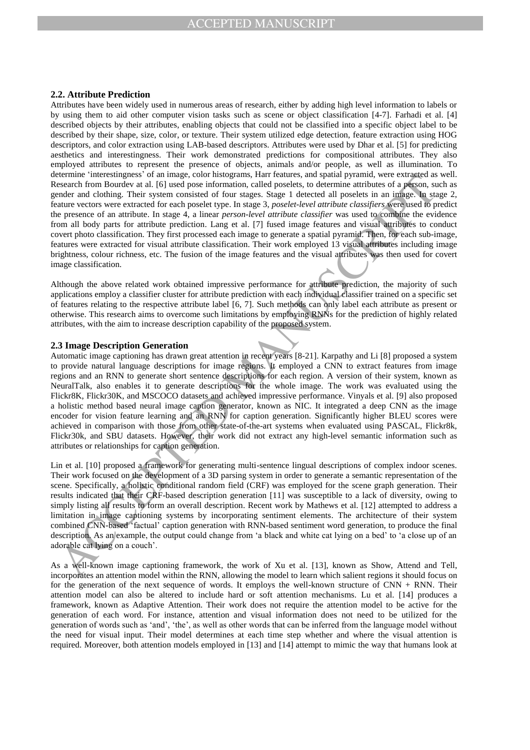### 2.2. Attribute Prediction

Attributes have been widely used in numerous areas of research, either by adding high level information to labels or by using them to aid other computer vision tasks such as scene or object classification [4-7]. Farhadi et al. [4] described objects by their attributes, enabling objects that could not be classified into a specific object label to be described by their shape, size, color, or texture. Their system utilized edge detection, feature extraction using HOG descriptors, and color extraction using LAB-based descriptors. Attributes were used by Dhar et al. [5] for predicting aesthetics and interestingness. Their work demonstrated predictions for compositional attributes. They also employed attributes to represent the presence of objects, animals and/or people, as well as illumination. To determine 'interestingness' of an image, color histograms, Harr features, and spatial pyramid, were extracted as well. Research from Bourdev at al. [6] used pose information, called poselets, to determine attributes of a person, such as gender and clothing. Their system consisted of four stages. Stage 1 detected all poselets in an image. In stage 2, feature vectors were extracted for each poselet type. In stage 3, *poselet-level attribute classifiers* were used to predict the presence of an attribute. In stage 4, a linear *person-level attribute classifier* was used to combine the evidence from all body parts for attribute prediction. Lang et al. [7] fused image features and visual attributes to conduct covert photo classification. They first processed each image to generate a spatial pyramid. Then, for each sub-image, features were extracted for visual attribute classification. Their work employed 13 visual attributes including image brightness, colour richness, etc. The fusion of the image features and the visual attributes was then used for covert image classification.

Although the above related work obtained impressive performance for attribute prediction, the majority of such applications employ a classifier cluster for attribute prediction with each individual classifier trained on a specific set of features relating to the respective attribute label [6, 7]. Such methods can only label each attribute as present or otherwise. This research aims to overcome such limitations by employing RNNs for the prediction of highly related attributes, with the aim to increase description capability of the proposed system.

### 2.3 Image Description Generation

Automatic image captioning has drawn great attention in recent years [8-21]. Karpathy and Li [8] proposed a system to provide natural language descriptions for image regions. It employed a CNN to extract features from image regions and an RNN to generate short sentence descriptions for each region. A version of their system, known as NeuralTalk, also enables it to generate descriptions for the whole image. The work was evaluated using the Flickr8K, Flickr30K, and MSCOCO datasets and achieved impressive performance. Vinyals et al. [9] also proposed a holistic method based neural image caption generator, known as NIC. It integrated a deep CNN as the image encoder for vision feature learning and an RNN for caption generation. Significantly higher BLEU scores were achieved in comparison with those from other state-of-the-art systems when evaluated using PASCAL, Flickr8k, Flickr30k, and SBU datasets. However, their work did not extract any high-level semantic information such as attributes or relationships for caption generation.

Lin et al. [10] proposed a framework for generating multi-sentence lingual descriptions of complex indoor scenes. Their work focused on the development of a 3D parsing system in order to generate a semantic representation of the scene. Specifically, a holistic conditional random field (CRF) was employed for the scene graph generation. Their results indicated that their CRF-based description generation [11] was susceptible to a lack of diversity, owing to simply listing all results to form an overall description. Recent work by Mathews et al. [12] attempted to address a limitation in image captioning systems by incorporating sentiment elements. The architecture of their system combined CNN-based 'factual' caption generation with RNN-based sentiment word generation, to produce the final description. As an example, the output could change from 'a black and white cat lying on a bed' to 'a close up of an adorable cat lying on a couch'.

As a well-known image captioning framework, the work of Xu et al. [13], known as Show, Attend and Tell, incorporates an attention model within the RNN, allowing the model to learn which salient regions it should focus on for the generation of the next sequence of words. It employs the well-known structure of CNN + RNN. Their attention model can also be altered to include hard or soft attention mechanisms. Lu et al. [14] produces a framework, known as Adaptive Attention. Their work does not require the attention model to be active for the generation of each word. For instance, attention and visual information does not need to be utilized for the generation of words such as 'and', 'the', as well as other words that can be inferred from the language model without the need for visual input. Their model determines at each time step whether and where the visual attention is required. Moreover, both attention models employed in [13] and [14] attempt to mimic the way that humans look at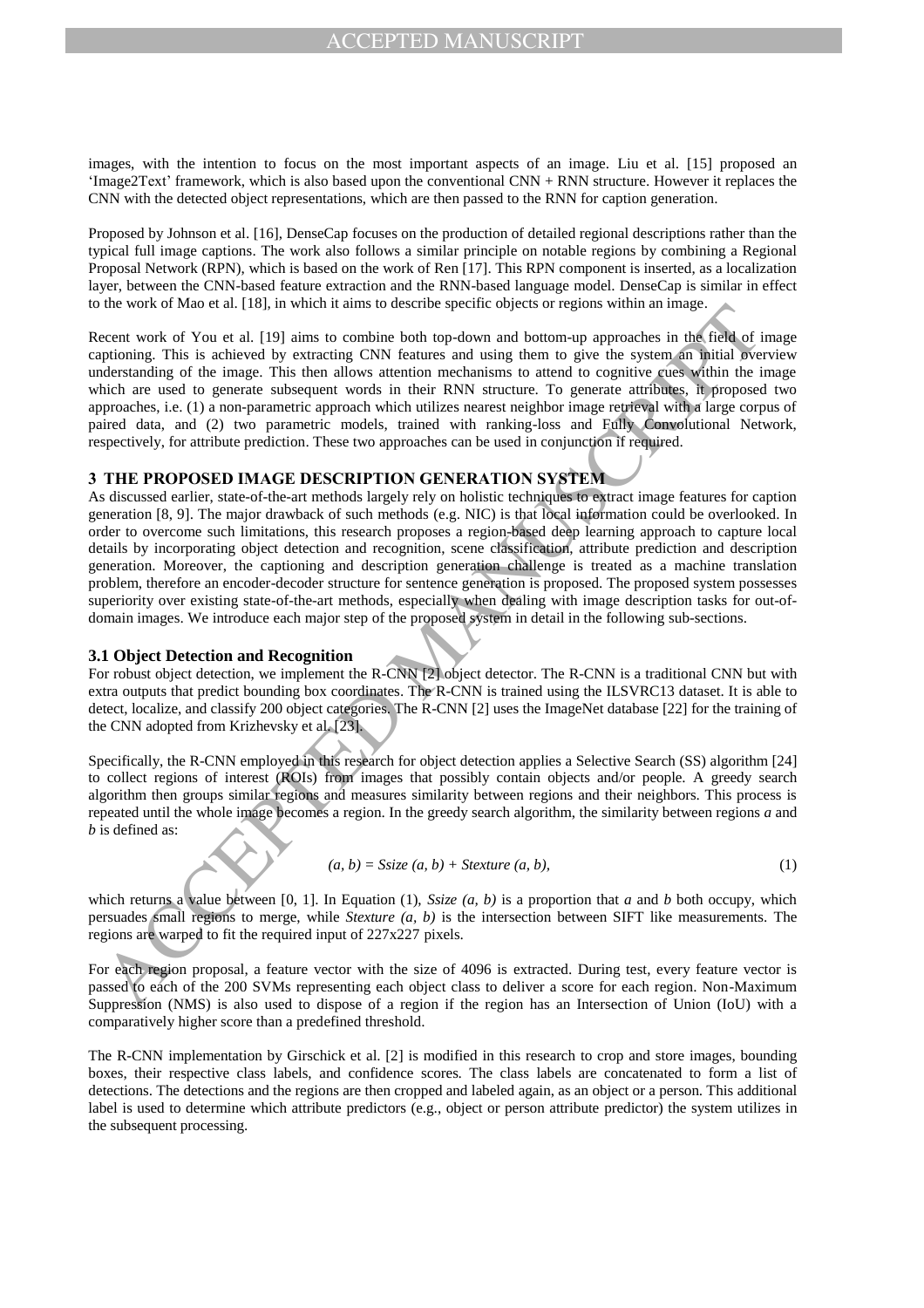images, with the intention to focus on the most important aspects of an image. Liu et al. [15] proposed an 'Image2Text' framework, which is also based upon the conventional CNN + RNN structure. However it replaces the CNN with the detected object representations, which are then passed to the RNN for caption generation.

Proposed by Johnson et al. [16], DenseCap focuses on the production of detailed regional descriptions rather than the typical full image captions. The work also follows a similar principle on notable regions by combining a Regional Proposal Network (RPN), which is based on the work of Ren [17]. This RPN component is inserted, as a localization layer, between the CNN-based feature extraction and the RNN-based language model. DenseCap is similar in effect to the work of Mao et al. [18], in which it aims to describe specific objects or regions within an image.

Recent work of You et al. [19] aims to combine both top-down and bottom-up approaches in the field of image captioning. This is achieved by extracting CNN features and using them to give the system an initial overview understanding of the image. This then allows attention mechanisms to attend to cognitive cues within the image which are used to generate subsequent words in their RNN structure. To generate attributes, it proposed two approaches, i.e. (1) a non-parametric approach which utilizes nearest neighbor image retrieval with a large corpus of paired data, and (2) two parametric models, trained with ranking-loss and Fully Convolutional Network, respectively, for attribute prediction. These two approaches can be used in conjunction if required.

## 3 THE PROPOSED IMAGE DESCRIPTION GENERATION SYSTEM

As discussed earlier, state-of-the-art methods largely rely on holistic techniques to extract image features for caption generation [8, 9]. The major drawback of such methods (e.g. NIC) is that local information could be overlooked. In order to overcome such limitations, this research proposes a region-based deep learning approach to capture local details by incorporating object detection and recognition, scene classification, attribute prediction and description generation. Moreover, the captioning and description generation challenge is treated as a machine translation problem, therefore an encoder-decoder structure for sentence generation is proposed. The proposed system possesses superiority over existing state-of-the-art methods, especially when dealing with image description tasks for out-of-domain images. We introduce each major step of the proposed system in detail in the following sub-sections.

### 3.1 Object Detection and Recognition

For robust object detection, we implement the R-CNN [2] object detector. The R-CNN is a traditional CNN but with extra outputs that predict bounding box coordinates. The R-CNN is trained using the ILSVRC13 dataset. It is able to detect, localize, and classify 200 object categories. The R-CNN [2] uses the ImageNet database [22] for the training of the CNN adopted from Krizhevsky et al. [23].

Specifically, the R-CNN employed in this research for object detection applies a Selective Search (SS) algorithm [24] to collect regions of interest (ROIs) from images that possibly contain objects and/or people. A greedy search algorithm then groups similar regions and measures similarity between regions and their neighbors. This process is repeated until the whole image becomes a region. In the greedy search algorithm, the similarity between regions *a* and *b* is defined as:

$$(a, b) = S_{size}(a, b) + S_{texture}(a, b), \tag{1}$$

which returns a value between [0, 1]. In Equation (1), $S_{size}(a, b)$ is a proportion that *a* and *b* both occupy, which persuades small regions to merge, while $S_{texture}(a, b)$ is the intersection between SIFT like measurements. The regions are warped to fit the required input of 227x227 pixels.

For each region proposal, a feature vector with the size of 4096 is extracted. During test, every feature vector is passed to each of the 200 SVMs representing each object class to deliver a score for each region. Non-Maximum Suppression (NMS) is also used to dispose of a region if the region has an Intersection of Union (IoU) with a comparatively higher score than a predefined threshold.

The R-CNN implementation by Girschick et al. [2] is modified in this research to crop and store images, bounding boxes, their respective class labels, and confidence scores. The class labels are concatenated to form a list of detections. The detections and the regions are then cropped and labeled again, as an object or a person. This additional label is used to determine which attribute predictors (e.g., object or person attribute predictor) the system utilizes in the subsequent processing.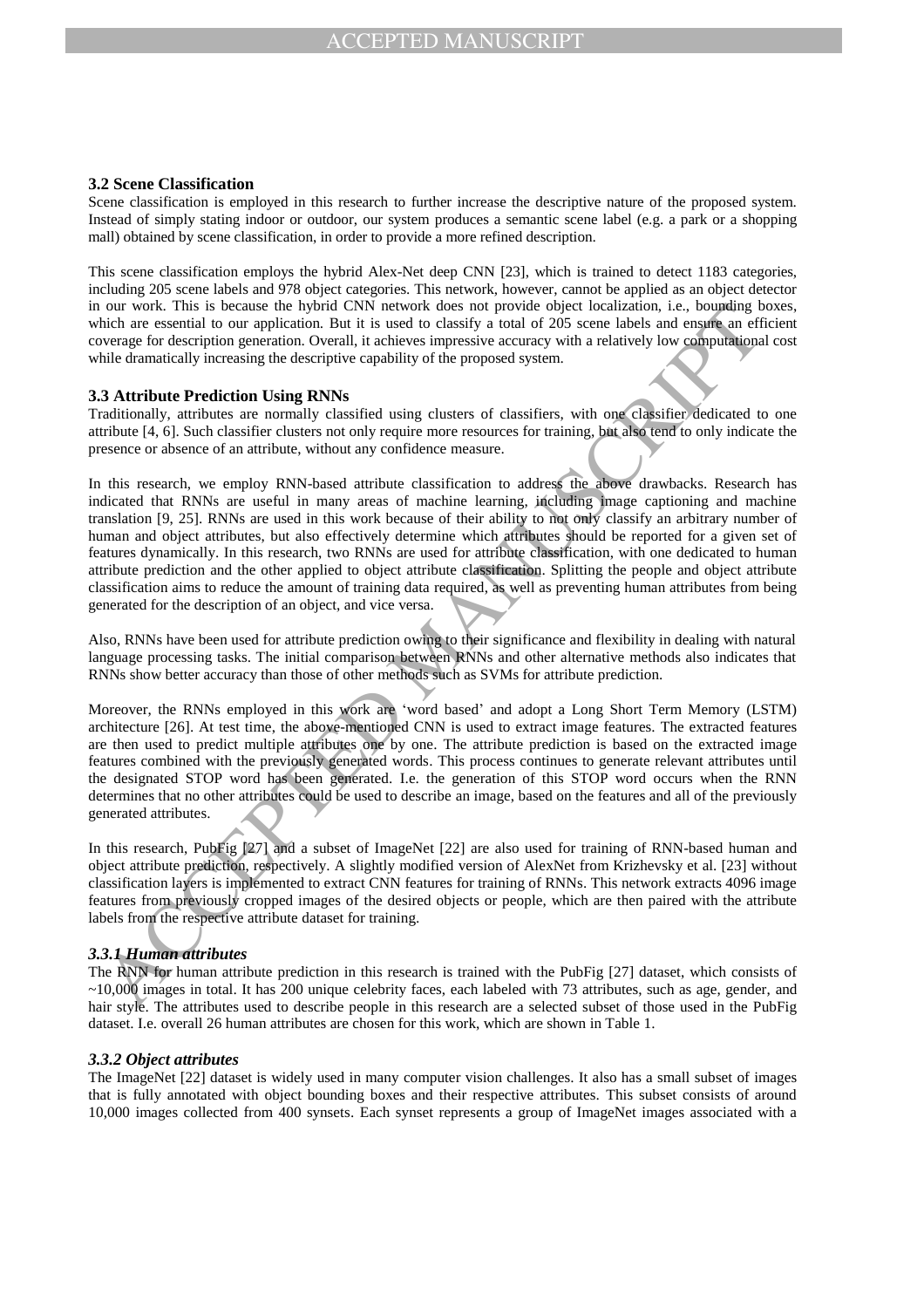### 3.2 Scene Classification

Scene classification is employed in this research to further increase the descriptive nature of the proposed system. Instead of simply stating indoor or outdoor, our system produces a semantic scene label (e.g. a park or a shopping mall) obtained by scene classification, in order to provide a more refined description.

This scene classification employs the hybrid Alex-Net deep CNN [23], which is trained to detect 1183 categories, including 205 scene labels and 978 object categories. This network, however, cannot be applied as an object detector in our work. This is because the hybrid CNN network does not provide object localization, i.e., bounding boxes, which are essential to our application. But it is used to classify a total of 205 scene labels and ensure an efficient coverage for description generation. Overall, it achieves impressive accuracy with a relatively low computational cost while dramatically increasing the descriptive capability of the proposed system.

### 3.3 Attribute Prediction Using RNNs

Traditionally, attributes are normally classified using clusters of classifiers, with one classifier dedicated to one attribute [4, 6]. Such classifier clusters not only require more resources for training, but also tend to only indicate the presence or absence of an attribute, without any confidence measure.

In this research, we employ RNN-based attribute classification to address the above drawbacks. Research has indicated that RNNs are useful in many areas of machine learning, including image captioning and machine translation [9, 25]. RNNs are used in this work because of their ability to not only classify an arbitrary number of human and object attributes, but also effectively determine which attributes should be reported for a given set of features dynamically. In this research, two RNNs are used for attribute classification, with one dedicated to human attribute prediction and the other applied to object attribute classification. Splitting the people and object attribute classification aims to reduce the amount of training data required, as well as preventing human attributes from being generated for the description of an object, and vice versa.

Also, RNNs have been used for attribute prediction owing to their significance and flexibility in dealing with natural language processing tasks. The initial comparison between RNNs and other alternative methods also indicates that RNNs show better accuracy than those of other methods such as SVMs for attribute prediction.

Moreover, the RNNs employed in this work are 'word based' and adopt a Long Short Term Memory (LSTM) architecture [26]. At test time, the above-mentioned CNN is used to extract image features. The extracted features are then used to predict multiple attributes one by one. The attribute prediction is based on the extracted image features combined with the previously generated words. This process continues to generate relevant attributes until the designated STOP word has been generated. I.e. the generation of this STOP word occurs when the RNN determines that no other attributes could be used to describe an image, based on the features and all of the previously generated attributes.

In this research, PubFig [27] and a subset of ImageNet [22] are also used for training of RNN-based human and object attribute prediction, respectively. A slightly modified version of AlexNet from Krizhevsky et al. [23] without classification layers is implemented to extract CNN features for training of RNNs. This network extracts 4096 image features from previously cropped images of the desired objects or people, which are then paired with the attribute labels from the respective attribute dataset for training.

#### *3.3.1 Human attributes*

The RNN for human attribute prediction in this research is trained with the PubFig [27] dataset, which consists of ~10,000 images in total. It has 200 unique celebrity faces, each labeled with 73 attributes, such as age, gender, and hair style. The attributes used to describe people in this research are a selected subset of those used in the PubFig dataset. I.e. overall 26 human attributes are chosen for this work, which are shown in Table 1.

#### *3.3.2 Object attributes*

The ImageNet [22] dataset is widely used in many computer vision challenges. It also has a small subset of images that is fully annotated with object bounding boxes and their respective attributes. This subset consists of around 10,000 images collected from 400 synsets. Each synset represents a group of ImageNet images associated with a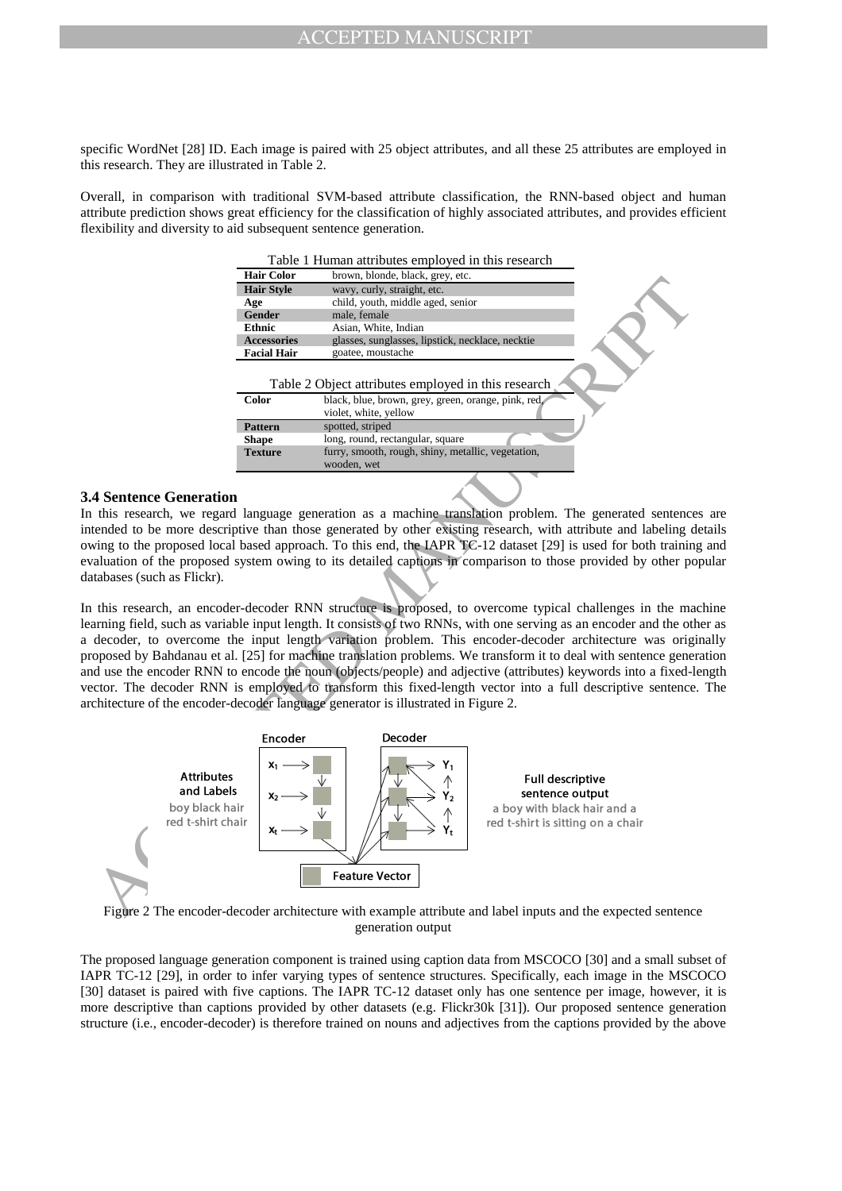specific WordNet [28] ID. Each image is paired with 25 object attributes, and all these 25 attributes are employed in this research. They are illustrated in Table 2.

Overall, in comparison with traditional SVM-based attribute classification, the RNN-based object and human attribute prediction shows great efficiency for the classification of highly associated attributes, and provides efficient flexibility and diversity to aid subsequent sentence generation.

Table 1 Human attributes employed in this research

| | |
|---|---|
| **Hair Color** | brown, blonde, black, grey, etc. |
| **Hair Style** | wavy, curly, straight, etc. |
| **Age** | child, youth, middle aged, senior |
| **Gender** | male, female |
| **Ethnic** | Asian, White, Indian |
| **Accessories** | glasses, sunglasses, lipstick, necklace, necktie |
| **Facial Hair** | goatee, moustache |

Table 2 Object attributes employed in this research

| | |
|---|---|
| **Color** | black, blue, brown, grey, green, orange, pink, red, violet, white, yellow |
| **Pattern** | spotted, striped |
| **Shape** | long, round, rectangular, square |
| **Texture** | furry, smooth, rough, shiny, metallic, vegetation, wooden, wet |

### 3.4 Sentence Generation

In this research, we regard language generation as a machine translation problem. The generated sentences are intended to be more descriptive than those generated by other existing research, with attribute and labeling details owing to the proposed local based approach. To this end, the IAPR TC-12 dataset [29] is used for both training and evaluation of the proposed system owing to its detailed captions in comparison to those provided by other popular databases (such as Flickr).

In this research, an encoder-decoder RNN structure is proposed, to overcome typical challenges in the machine learning field, such as variable input length. It consists of two RNNs, with one serving as an encoder and the other as a decoder, to overcome the input length variation problem. This encoder-decoder architecture was originally proposed by Bahdanau et al. [25] for machine translation problems. We transform it to deal with sentence generation and use the encoder RNN to encode the noun (objects/people) and adjective (attributes) keywords into a fixed-length vector. The decoder RNN is employed to transform this fixed-length vector into a full descriptive sentence. The architecture of the encoder-decoder language generator is illustrated in Figure 2.

Figure 2 The encoder-decoder architecture with example attribute and label inputs and the expected sentence generation output

The proposed language generation component is trained using caption data from MSCOCO [30] and a small subset of IAPR TC-12 [29], in order to infer varying types of sentence structures. Specifically, each image in the MSCOCO [30] dataset is paired with five captions. The IAPR TC-12 dataset only has one sentence per image, however, it is more descriptive than captions provided by other datasets (e.g. Flickr30k [31]). Our proposed sentence generation structure (i.e., encoder-decoder) is therefore trained on nouns and adjectives from the captions provided by the above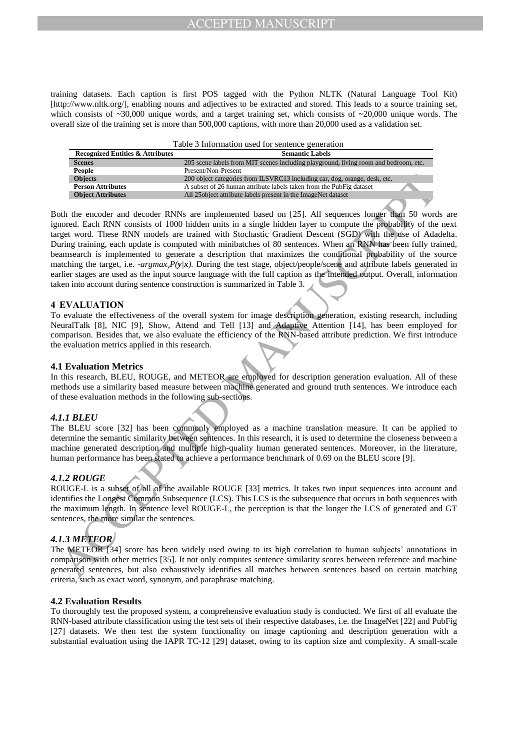training datasets. Each caption is first POS tagged with the Python NLTK (Natural Language Tool Kit) [http://www.nltk.org/], enabling nouns and adjectives to be extracted and stored. This leads to a source training set, which consists of ~30,000 unique words, and a target training set, which consists of ~20,000 unique words. The overall size of the training set is more than 500,000 captions, with more than 20,000 used as a validation set.

Table 3 Information used for sentence generation

| Recognized Entities & Attributes | Semantic Labels |
|---|---|
| **Scenes** | 205 scene labels from MIT scenes including playground, living room and bedroom, etc. |
| **People** | Present/Non-Present |
| **Objects** | 200 object categories from ILSVRC13 including car, dog, orange, desk, etc. |
| **Person Attributes** | A subset of 26 human attribute labels taken from the PubFig dataset |
| **Object Attributes** | All 25object attribute labels present in the ImageNet dataset |

Both the encoder and decoder RNNs are implemented based on [25]. All sequences longer than 50 words are ignored. Each RNN consists of 1000 hidden units in a single hidden layer to compute the probability of the next target word. These RNN models are trained with Stochastic Gradient Descent (SGD) with the use of Adadelta. During training, each update is computed with minibatches of 80 sentences. When an RNN has been fully trained, beamsearch is implemented to generate a description that maximizes the conditional probability of the source matching the target, i.e. $-argmax_y P(\boldsymbol{y}|\boldsymbol{x})$. During the test stage, object/people/scene and attribute labels generated in earlier stages are used as the input source language with the full caption as the intended output. Overall, information taken into account during sentence construction is summarized in Table 3.

## 4 EVALUATION

To evaluate the effectiveness of the overall system for image description generation, existing research, including NeuralTalk [8], NIC [9], Show, Attend and Tell [13] and Adaptive Attention [14], has been employed for comparison. Besides that, we also evaluate the efficiency of the RNN-based attribute prediction. We first introduce the evaluation metrics applied in this research.

### 4.1 Evaluation Metrics

In this research, BLEU, ROUGE, and METEOR are employed for description generation evaluation. All of these methods use a similarity based measure between machine generated and ground truth sentences. We introduce each of these evaluation methods in the following sub-sections.

#### *4.1.1 BLEU*

The BLEU score [32] has been commonly employed as a machine translation measure. It can be applied to determine the semantic similarity between sentences. In this research, it is used to determine the closeness between a machine generated description and multiple high-quality human generated sentences. Moreover, in the literature, human performance has been stated to achieve a performance benchmark of 0.69 on the BLEU score [9].

#### *4.1.2 ROUGE*

ROUGE-L is a subset of all of the available ROUGE [33] metrics. It takes two input sequences into account and identifies the Longest Common Subsequence (LCS). This LCS is the subsequence that occurs in both sequences with the maximum length. In sentence level ROUGE-L, the perception is that the longer the LCS of generated and GT sentences, the more similar the sentences.

#### *4.1.3 METEOR*

The METEOR [34] score has been widely used owing to its high correlation to human subjects' annotations in comparison with other metrics [35]. It not only computes sentence similarity scores between reference and machine generated sentences, but also exhaustively identifies all matches between sentences based on certain matching criteria, such as exact word, synonym, and paraphrase matching.

### 4.2 Evaluation Results

To thoroughly test the proposed system, a comprehensive evaluation study is conducted. We first of all evaluate the RNN-based attribute classification using the test sets of their respective databases, i.e. the ImageNet [22] and PubFig [27] datasets. We then test the system functionality on image captioning and description generation with a substantial evaluation using the IAPR TC-12 [29] dataset, owing to its caption size and complexity. A small-scale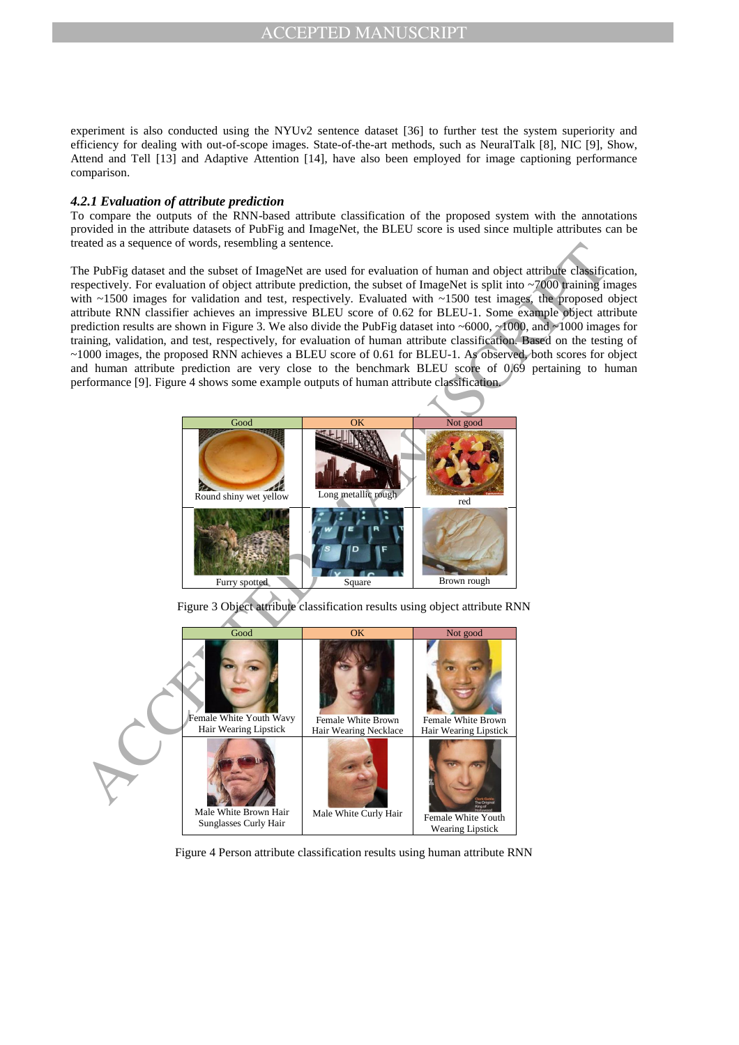experiment is also conducted using the NYUv2 sentence dataset [36] to further test the system superiority and efficiency for dealing with out-of-scope images. State-of-the-art methods, such as NeuralTalk [8], NIC [9], Show, Attend and Tell [13] and Adaptive Attention [14], have also been employed for image captioning performance comparison.

#### *4.2.1 Evaluation of attribute prediction*

To compare the outputs of the RNN-based attribute classification of the proposed system with the annotations provided in the attribute datasets of PubFig and ImageNet, the BLEU score is used since multiple attributes can be treated as a sequence of words, resembling a sentence.

The PubFig dataset and the subset of ImageNet are used for evaluation of human and object attribute classification, respectively. For evaluation of object attribute prediction, the subset of ImageNet is split into ~7000 training images with ~1500 images for validation and test, respectively. Evaluated with ~1500 test images, the proposed object attribute RNN classifier achieves an impressive BLEU score of 0.62 for BLEU-1. Some example object attribute prediction results are shown in Figure 3. We also divide the PubFig dataset into ~6000, ~1000, and ~1000 images for training, validation, and test, respectively, for evaluation of human attribute classification. Based on the testing of ~1000 images, the proposed RNN achieves a BLEU score of 0.61 for BLEU-1. As observed, both scores for object and human attribute prediction are very close to the benchmark BLEU score of 0.69 pertaining to human performance [9]. Figure 4 shows some example outputs of human attribute classification.

| Good | OK | Not good |
|---|---|---|
| Round shiny wet yellow | Long metallic rough | red |
| Furry spotted | Square | Brown rough |

Figure 3 Object attribute classification results using object attribute RNN

| Good | OK | Not good |
|---|---|---|
| Female White Youth Wavy Hair Wearing Lipstick | Female White Brown Hair Wearing Necklace | Female White Brown Hair Wearing Lipstick |
| Male White Brown Hair Sunglasses Curly Hair | Male White Curly Hair | Female White Youth Wearing Lipstick |

Figure 4 Person attribute classification results using human attribute RNN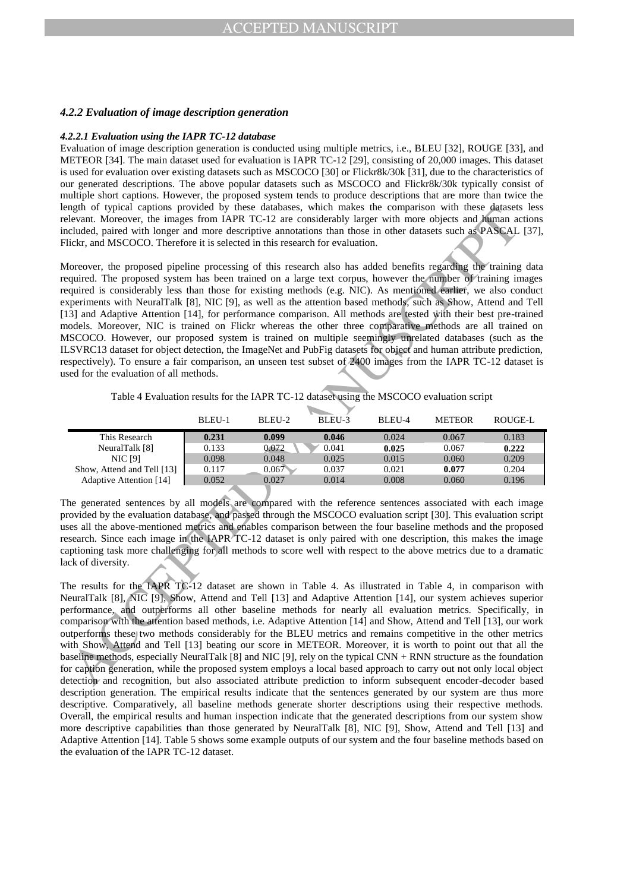#### *4.2.2 Evaluation of image description generation*

##### *4.2.2.1 Evaluation using the IAPR TC-12 database*

Evaluation of image description generation is conducted using multiple metrics, i.e., BLEU [32], ROUGE [33], and METEOR [34]. The main dataset used for evaluation is IAPR TC-12 [29], consisting of 20,000 images. This dataset is used for evaluation over existing datasets such as MSCOCO [30] or Flickr8k/30k [31], due to the characteristics of our generated descriptions. The above popular datasets such as MSCOCO and Flickr8k/30k typically consist of multiple short captions. However, the proposed system tends to produce descriptions that are more than twice the length of typical captions provided by these databases, which makes the comparison with these datasets less relevant. Moreover, the images from IAPR TC-12 are considerably larger with more objects and human actions included, paired with longer and more descriptive annotations than those in other datasets such as PASCAL [37], Flickr, and MSCOCO. Therefore it is selected in this research for evaluation.

Moreover, the proposed pipeline processing of this research also has added benefits regarding the training data required. The proposed system has been trained on a large text corpus, however the number of training images required is considerably less than those for existing methods (e.g. NIC). As mentioned earlier, we also conduct experiments with NeuralTalk [8], NIC [9], as well as the attention based methods, such as Show, Attend and Tell [13] and Adaptive Attention [14], for performance comparison. All methods are tested with their best pre-trained models. Moreover, NIC is trained on Flickr whereas the other three comparative methods are all trained on MSCOCO. However, our proposed system is trained on multiple seemingly unrelated databases (such as the ILSVRC13 dataset for object detection, the ImageNet and PubFig datasets for object and human attribute prediction, respectively). To ensure a fair comparison, an unseen test subset of 2400 images from the IAPR TC-12 dataset is used for the evaluation of all methods.

Table 4 Evaluation results for the IAPR TC-12 dataset using the MSCOCO evaluation script

| | BLEU-1 | BLEU-2 | BLEU-3 | BLEU-4 | METEOR | ROUGE-L |
|---|---|---|---|---|---|---|
| This Research | **0.231** | **0.099** | **0.046** | 0.024 | 0.067 | 0.183 |
| NeuralTalk [8] | 0.133 | 0.072 | 0.041 | **0.025** | 0.067 | **0.222** |
| NIC [9] | 0.098 | 0.048 | 0.025 | 0.015 | 0.060 | 0.209 |
| Show, Attend and Tell [13] | 0.117 | 0.067 | 0.037 | 0.021 | **0.077** | 0.204 |
| Adaptive Attention [14] | 0.052 | 0.027 | 0.014 | 0.008 | 0.060 | 0.196 |

The generated sentences by all models are compared with the reference sentences associated with each image provided by the evaluation database, and passed through the MSCOCO evaluation script [30]. This evaluation script uses all the above-mentioned metrics and enables comparison between the four baseline methods and the proposed research. Since each image in the IAPR TC-12 dataset is only paired with one description, this makes the image captioning task more challenging for all methods to score well with respect to the above metrics due to a dramatic lack of diversity.

The results for the IAPR TC-12 dataset are shown in Table 4. As illustrated in Table 4, in comparison with NeuralTalk [8], NIC [9], Show, Attend and Tell [13] and Adaptive Attention [14], our system achieves superior performance, and outperforms all other baseline methods for nearly all evaluation metrics. Specifically, in comparison with the attention based methods, i.e. Adaptive Attention [14] and Show, Attend and Tell [13], our work outperforms these two methods considerably for the BLEU metrics and remains competitive in the other metrics with Show, Attend and Tell [13] beating our score in METEOR. Moreover, it is worth to point out that all the baseline methods, especially NeuralTalk [8] and NIC [9], rely on the typical CNN + RNN structure as the foundation for caption generation, while the proposed system employs a local based approach to carry out not only local object detection and recognition, but also associated attribute prediction to inform subsequent encoder-decoder based description generation. The empirical results indicate that the sentences generated by our system are thus more descriptive. Comparatively, all baseline methods generate shorter descriptions using their respective methods. Overall, the empirical results and human inspection indicate that the generated descriptions from our system show more descriptive capabilities than those generated by NeuralTalk [8], NIC [9], Show, Attend and Tell [13] and Adaptive Attention [14]. Table 5 shows some example outputs of our system and the four baseline methods based on the evaluation of the IAPR TC-12 dataset.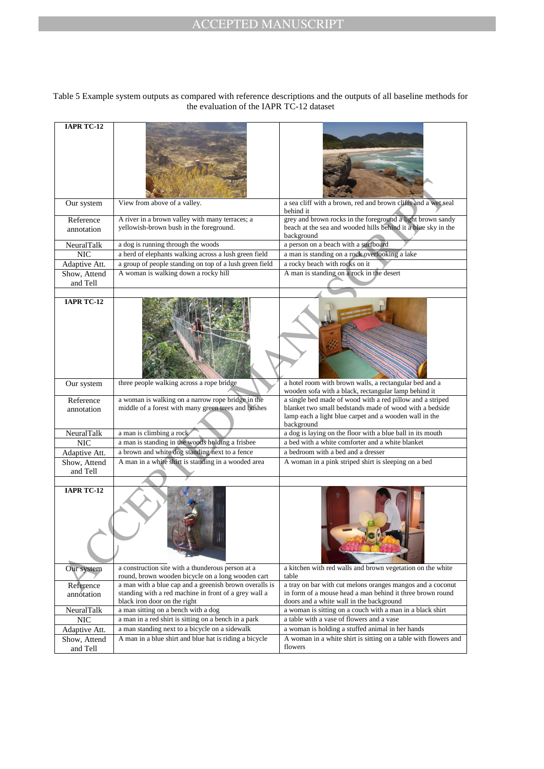Table 5 Example system outputs as compared with reference descriptions and the outputs of all baseline methods for the evaluation of the IAPR TC-12 dataset

| **IAPR TC-12** | | |
|---|---|---|
| Our system | View from above of a valley. | a sea cliff with a brown, red and brown cliffs and a wet seal behind it |
| Reference annotation | A river in a brown valley with many terraces; a yellowish-brown bush in the foreground. | grey and brown rocks in the foreground a light brown sandy beach at the sea and wooded hills behind it a blue sky in the background |
| NeuralTalk | a dog is running through the woods | a person on a beach with a surfboard |
| NIC | a herd of elephants walking across a lush green field | a man is standing on a rock overlooking a lake |
| Adaptive Att. | a group of people standing on top of a lush green field | a rocky beach with rocks on it |
| Show, Attend and Tell | A woman is walking down a rocky hill | A man is standing on a rock in the desert |
| **IAPR TC-12** | | |
| Our system | three people walking across a rope bridge | a hotel room with brown walls, a rectangular bed and a wooden sofa with a black, rectangular lamp behind it |
| Reference annotation | a woman is walking on a narrow rope bridge in the middle of a forest with many green trees and bushes | a single bed made of wood with a red pillow and a striped blanket two small bedstands made of wood with a bedside lamp each a light blue carpet and a wooden wall in the background |
| NeuralTalk | a man is climbing a rock | a dog is laying on the floor with a blue ball in its mouth |
| NIC | a man is standing in the woods holding a frisbee | a bed with a white comforter and a white blanket |
| Adaptive Att. | a brown and white dog standing next to a fence | a bedroom with a bed and a dresser |
| Show, Attend and Tell | A man in a white shirt is standing in a wooded area | A woman in a pink striped shirt is sleeping on a bed |
| **IAPR TC-12** | | |
| Our system | a construction site with a thunderous person at a round, brown wooden bicycle on a long wooden cart | a kitchen with red walls and brown vegetation on the white table |
| Reference annotation | a man with a blue cap and a greenish brown overalls is standing with a red machine in front of a grey wall a black iron door on the right | a tray on bar with cut melons oranges mangos and a coconut in form of a mouse head a man behind it three brown round doors and a white wall in the background |
| NeuralTalk | a man sitting on a bench with a dog | a woman is sitting on a couch with a man in a black shirt |
| NIC | a man in a red shirt is sitting on a bench in a park | a table with a vase of flowers and a vase |
| Adaptive Att. | a man standing next to a bicycle on a sidewalk | a woman is holding a stuffed animal in her hands |
| Show, Attend and Tell | A man in a blue shirt and blue hat is riding a bicycle | A woman in a white shirt is sitting on a table with flowers and flowers |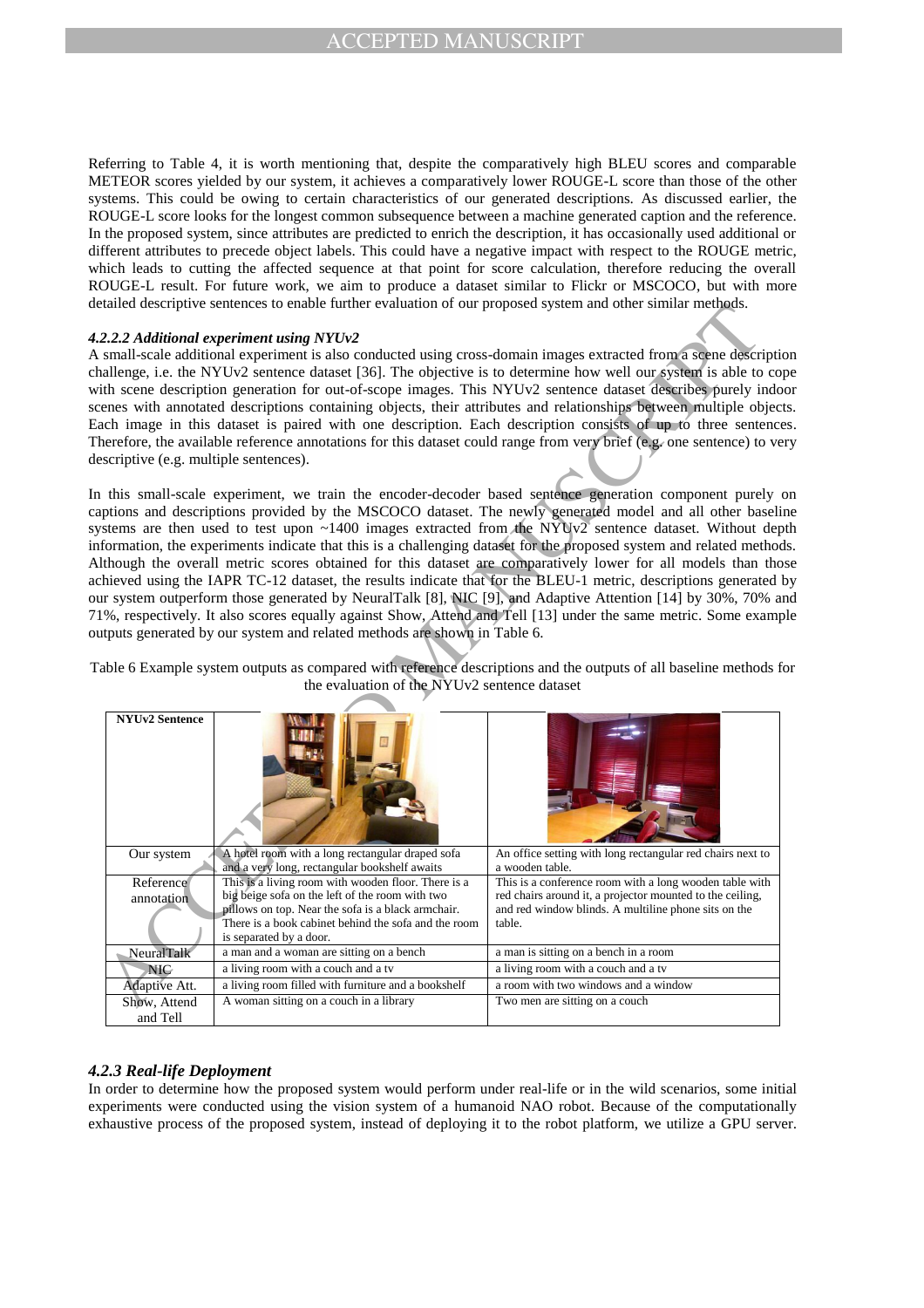Referring to Table 4, it is worth mentioning that, despite the comparatively high BLEU scores and comparable METEOR scores yielded by our system, it achieves a comparatively lower ROUGE-L score than those of the other systems. This could be owing to certain characteristics of our generated descriptions. As discussed earlier, the ROUGE-L score looks for the longest common subsequence between a machine generated caption and the reference. In the proposed system, since attributes are predicted to enrich the description, it has occasionally used additional or different attributes to precede object labels. This could have a negative impact with respect to the ROUGE metric, which leads to cutting the affected sequence at that point for score calculation, therefore reducing the overall ROUGE-L result. For future work, we aim to produce a dataset similar to Flickr or MSCOCO, but with more detailed descriptive sentences to enable further evaluation of our proposed system and other similar methods.

#### *4.2.2.2 Additional experiment using NYUv2*

A small-scale additional experiment is also conducted using cross-domain images extracted from a scene description challenge, i.e. the NYUv2 sentence dataset [36]. The objective is to determine how well our system is able to cope with scene description generation for out-of-scope images. This NYUv2 sentence dataset describes purely indoor scenes with annotated descriptions containing objects, their attributes and relationships between multiple objects. Each image in this dataset is paired with one description. Each description consists of up to three sentences. Therefore, the available reference annotations for this dataset could range from very brief (e.g. one sentence) to very descriptive (e.g. multiple sentences).

In this small-scale experiment, we train the encoder-decoder based sentence generation component purely on captions and descriptions provided by the MSCOCO dataset. The newly generated model and all other baseline systems are then used to test upon ~1400 images extracted from the NYUv2 sentence dataset. Without depth information, the experiments indicate that this is a challenging dataset for the proposed system and related methods. Although the overall metric scores obtained for this dataset are comparatively lower for all models than those achieved using the IAPR TC-12 dataset, the results indicate that for the BLEU-1 metric, descriptions generated by our system outperform those generated by NeuralTalk [8], NIC [9], and Adaptive Attention [14] by 30%, 70% and 71%, respectively. It also scores equally against Show, Attend and Tell [13] under the same metric. Some example outputs generated by our system and related methods are shown in Table 6.

Table 6 Example system outputs as compared with reference descriptions and the outputs of all baseline methods for the evaluation of the NYUv2 sentence dataset

| NYUv2 Sentence | | |
|---|---|---|
| Our system | A hotel room with a long rectangular draped sofa and a very long, rectangular bookshelf awaits | An office setting with long rectangular red chairs next to a wooden table. |
| Reference annotation | This is a living room with wooden floor. There is a big beige sofa on the left of the room with two pillows on top. Near the sofa is a black armchair. There is a book cabinet behind the sofa and the room is separated by a door. | This is a conference room with a long wooden table with red chairs around it, a projector mounted to the ceiling, and red window blinds. A multiline phone sits on the table. |
| NeuralTalk | a man and a woman are sitting on a bench | a man is sitting on a bench in a room |
| NIC | a living room with a couch and a tv | a living room with a couch and a tv |
| Adaptive Att. | a living room filled with furniture and a bookshelf | a room with two windows and a window |
| Show, Attend and Tell | A woman sitting on a couch in a library | Two men are sitting on a couch |

### *4.2.3 Real-life Deployment*

In order to determine how the proposed system would perform under real-life or in the wild scenarios, some initial experiments were conducted using the vision system of a humanoid NAO robot. Because of the computationally exhaustive process of the proposed system, instead of deploying it to the robot platform, we utilize a GPU server.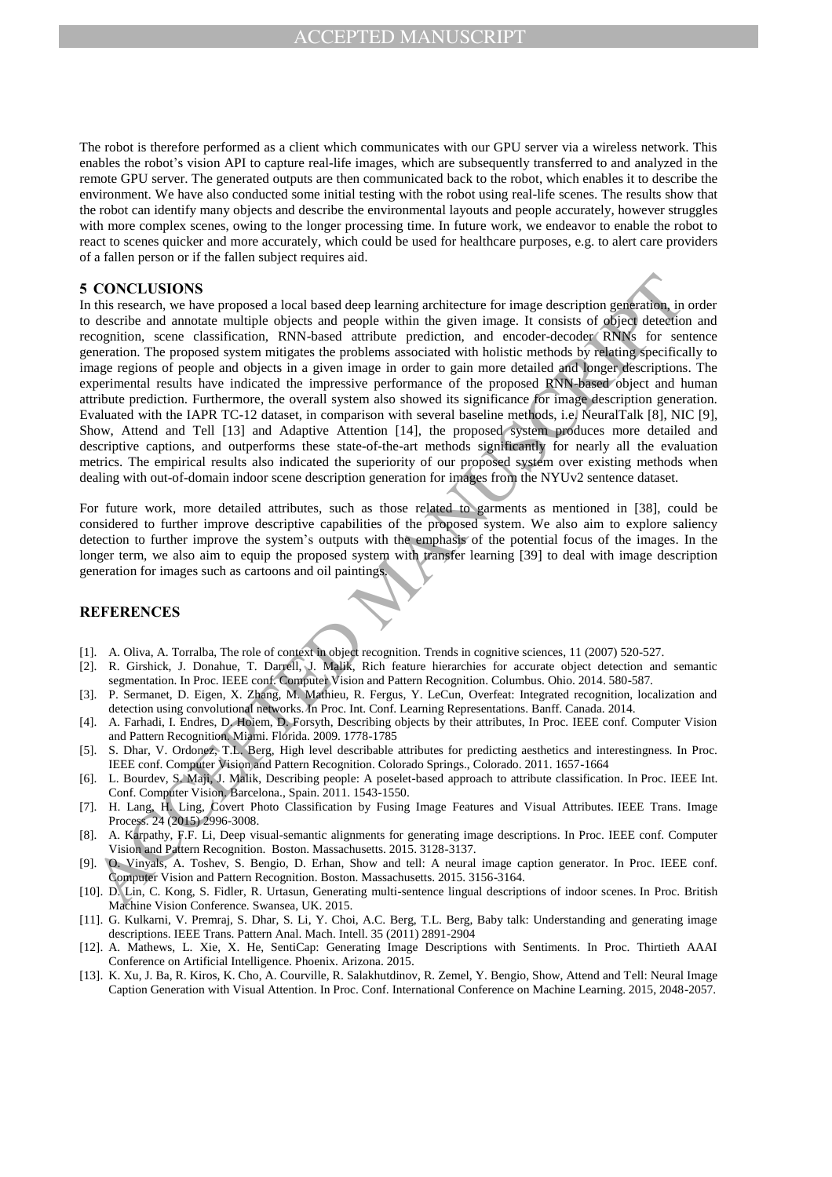The robot is therefore performed as a client which communicates with our GPU server via a wireless network. This enables the robot's vision API to capture real-life images, which are subsequently transferred to and analyzed in the remote GPU server. The generated outputs are then communicated back to the robot, which enables it to describe the environment. We have also conducted some initial testing with the robot using real-life scenes. The results show that the robot can identify many objects and describe the environmental layouts and people accurately, however struggles with more complex scenes, owing to the longer processing time. In future work, we endeavor to enable the robot to react to scenes quicker and more accurately, which could be used for healthcare purposes, e.g. to alert care providers of a fallen person or if the fallen subject requires aid.

## 5 CONCLUSIONS

In this research, we have proposed a local based deep learning architecture for image description generation, in order to describe and annotate multiple objects and people within the given image. It consists of object detection and recognition, scene classification, RNN-based attribute prediction, and encoder-decoder RNNs for sentence generation. The proposed system mitigates the problems associated with holistic methods by relating specifically to image regions of people and objects in a given image in order to gain more detailed and longer descriptions. The experimental results have indicated the impressive performance of the proposed RNN-based object and human attribute prediction. Furthermore, the overall system also showed its significance for image description generation. Evaluated with the IAPR TC-12 dataset, in comparison with several baseline methods, i.e. NeuralTalk [8], NIC [9], Show, Attend and Tell [13] and Adaptive Attention [14], the proposed system produces more detailed and descriptive captions, and outperforms these state-of-the-art methods significantly for nearly all the evaluation metrics. The empirical results also indicated the superiority of our proposed system over existing methods when dealing with out-of-domain indoor scene description generation for images from the NYUv2 sentence dataset.

For future work, more detailed attributes, such as those related to garments as mentioned in [38], could be considered to further improve descriptive capabilities of the proposed system. We also aim to explore saliency detection to further improve the system's outputs with the emphasis of the potential focus of the images. In the longer term, we also aim to equip the proposed system with transfer learning [39] to deal with image description generation for images such as cartoons and oil paintings.

## REFERENCES

[1]. A. Oliva, A. Torralba, The role of context in object recognition. Trends in cognitive sciences, 11 (2007) 520-527.

[2]. R. Girshick, J. Donahue, T. Darrell, J. Malik, Rich feature hierarchies for accurate object detection and semantic segmentation. In Proc. IEEE conf. Computer Vision and Pattern Recognition. Columbus. Ohio. 2014. 580-587.

[3]. P. Sermanet, D. Eigen, X. Zhang, M. Mathieu, R. Fergus, Y. LeCun, Overfeat: Integrated recognition, localization and detection using convolutional networks. In Proc. Int. Conf. Learning Representations. Banff. Canada. 2014.

[4]. A. Farhadi, I. Endres, D. Hoiem, D. Forsyth, Describing objects by their attributes, In Proc. IEEE conf. Computer Vision and Pattern Recognition. Miami. Florida. 2009. 1778-1785

[5]. S. Dhar, V. Ordonez, T.L. Berg, High level describable attributes for predicting aesthetics and interestingness. In Proc. IEEE conf. Computer Vision and Pattern Recognition. Colorado Springs., Colorado. 2011. 1657-1664

[6]. L. Bourdev, S. Maji, J. Malik, Describing people: A poselet-based approach to attribute classification. In Proc. IEEE Int. Conf. Computer Vision. Barcelona., Spain. 2011. 1543-1550.

[7]. H. Lang, H. Ling, Covert Photo Classification by Fusing Image Features and Visual Attributes. IEEE Trans. Image Process. 24 (2015) 2996-3008.

[8]. A. Karpathy, F.F. Li, Deep visual-semantic alignments for generating image descriptions. In Proc. IEEE conf. Computer Vision and Pattern Recognition. Boston. Massachusetts. 2015. 3128-3137.

[9]. O. Vinyals, A. Toshev, S. Bengio, D. Erhan, Show and tell: A neural image caption generator. In Proc. IEEE conf. Computer Vision and Pattern Recognition. Boston. Massachusetts. 2015. 3156-3164.

[10]. D. Lin, C. Kong, S. Fidler, R. Urtasun, Generating multi-sentence lingual descriptions of indoor scenes. In Proc. British Machine Vision Conference. Swansea, UK. 2015.

[11]. G. Kulkarni, V. Premraj, S. Dhar, S. Li, Y. Choi, A.C. Berg, T.L. Berg, Baby talk: Understanding and generating image descriptions. IEEE Trans. Pattern Anal. Mach. Intell. 35 (2011) 2891-2904

[12]. A. Mathews, L. Xie, X. He, SentiCap: Generating Image Descriptions with Sentiments. In Proc. Thirtieth AAAI Conference on Artificial Intelligence. Phoenix. Arizona. 2015.

[13]. K. Xu, J. Ba, R. Kiros, K. Cho, A. Courville, R. Salakhutdinov, R. Zemel, Y. Bengio, Show, Attend and Tell: Neural Image Caption Generation with Visual Attention. In Proc. Conf. International Conference on Machine Learning. 2015, 2048-2057.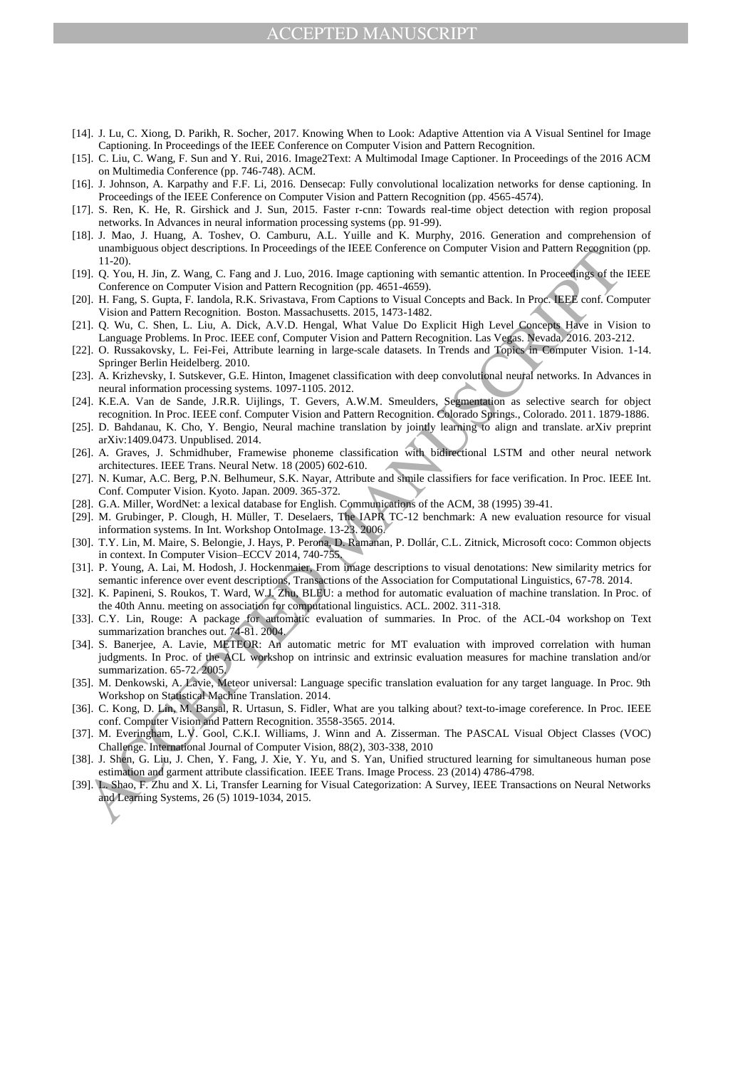[14]. J. Lu, C. Xiong, D. Parikh, R. Socher, 2017. Knowing When to Look: Adaptive Attention via A Visual Sentinel for Image Captioning. In Proceedings of the IEEE Conference on Computer Vision and Pattern Recognition.

[15]. C. Liu, C. Wang, F. Sun and Y. Rui, 2016. Image2Text: A Multimodal Image Captioner. In Proceedings of the 2016 ACM on Multimedia Conference (pp. 746-748). ACM.

[16]. J. Johnson, A. Karpathy and F.F. Li, 2016. Densecap: Fully convolutional localization networks for dense captioning. In Proceedings of the IEEE Conference on Computer Vision and Pattern Recognition (pp. 4565-4574).

[17]. S. Ren, K. He, R. Girshick and J. Sun, 2015. Faster r-cnn: Towards real-time object detection with region proposal networks. In Advances in neural information processing systems (pp. 91-99).

[18]. J. Mao, J. Huang, A. Toshev, O. Camburu, A.L. Yuille and K. Murphy, 2016. Generation and comprehension of unambiguous object descriptions. In Proceedings of the IEEE Conference on Computer Vision and Pattern Recognition (pp. 11-20).

[19]. Q. You, H. Jin, Z. Wang, C. Fang and J. Luo, 2016. Image captioning with semantic attention. In Proceedings of the IEEE Conference on Computer Vision and Pattern Recognition (pp. 4651-4659).

[20]. H. Fang, S. Gupta, F. Iandola, R.K. Srivastava, From Captions to Visual Concepts and Back. In Proc. IEEE conf. Computer Vision and Pattern Recognition. Boston. Massachusetts. 2015, 1473-1482.

[21]. Q. Wu, C. Shen, L. Liu, A. Dick, A.V.D. Hengal, What Value Do Explicit High Level Concepts Have in Vision to Language Problems. In Proc. IEEE conf, Computer Vision and Pattern Recognition. Las Vegas. Nevada. 2016. 203-212.

[22]. O. Russakovsky, L. Fei-Fei, Attribute learning in large-scale datasets. In Trends and Topics in Computer Vision. 1-14. Springer Berlin Heidelberg. 2010.

[23]. A. Krizhevsky, I. Sutskever, G.E. Hinton, Imagenet classification with deep convolutional neural networks. In Advances in neural information processing systems. 1097-1105. 2012.

[24]. K.E.A. Van de Sande, J.R.R. Uijlings, T. Gevers, A.W.M. Smeulders, Segmentation as selective search for object recognition. In Proc. IEEE conf. Computer Vision and Pattern Recognition. Colorado Springs., Colorado. 2011. 1879-1886.

[25]. D. Bahdanau, K. Cho, Y. Bengio, Neural machine translation by jointly learning to align and translate. arXiv preprint arXiv:1409.0473. Unpublised. 2014.

[26]. A. Graves, J. Schmidhuber, Framewise phoneme classification with bidirectional LSTM and other neural network architectures. IEEE Trans. Neural Netw. 18 (2005) 602-610.

[27]. N. Kumar, A.C. Berg, P.N. Belhumeur, S.K. Nayar, Attribute and simile classifiers for face verification. In Proc. IEEE Int. Conf. Computer Vision. Kyoto. Japan. 2009. 365-372.

[28]. G.A. Miller, WordNet: a lexical database for English. Communications of the ACM, 38 (1995) 39-41.

[29]. M. Grubinger, P. Clough, H. Müller, T. Deselaers, The IAPR TC-12 benchmark: A new evaluation resource for visual information systems. In Int. Workshop OntoImage. 13-23. 2006.

[30]. T.Y. Lin, M. Maire, S. Belongie, J. Hays, P. Perona, D. Ramanan, P. Dollár, C.L. Zitnick, Microsoft coco: Common objects in context. In Computer Vision–ECCV 2014, 740-755.

[31]. P. Young, A. Lai, M. Hodosh, J. Hockenmaier, From image descriptions to visual denotations: New similarity metrics for semantic inference over event descriptions, Transactions of the Association for Computational Linguistics, 67-78. 2014.

[32]. K. Papineni, S. Roukos, T. Ward, W.J. Zhu, BLEU: a method for automatic evaluation of machine translation. In Proc. of the 40th Annu. meeting on association for computational linguistics. ACL. 2002. 311-318.

[33]. C.Y. Lin, Rouge: A package for automatic evaluation of summaries. In Proc. of the ACL-04 workshop on Text summarization branches out. 74-81. 2004.

[34]. S. Banerjee, A. Lavie, METEOR: An automatic metric for MT evaluation with improved correlation with human judgments. In Proc. of the ACL workshop on intrinsic and extrinsic evaluation measures for machine translation and/or summarization. 65-72. 2005.

[35]. M. Denkowski, A. Lavie, Meteor universal: Language specific translation evaluation for any target language. In Proc. 9th Workshop on Statistical Machine Translation. 2014.

[36]. C. Kong, D. Lin, M. Bansal, R. Urtasun, S. Fidler, What are you talking about? text-to-image coreference. In Proc. IEEE conf. Computer Vision and Pattern Recognition. 3558-3565. 2014.

[37]. M. Everingham, L.V. Gool, C.K.I. Williams, J. Winn and A. Zisserman. The PASCAL Visual Object Classes (VOC) Challenge. International Journal of Computer Vision, 88(2), 303-338, 2010

[38]. J. Shen, G. Liu, J. Chen, Y. Fang, J. Xie, Y. Yu, and S. Yan, Unified structured learning for simultaneous human pose estimation and garment attribute classification. IEEE Trans. Image Process. 23 (2014) 4786-4798.

[39]. L. Shao, F. Zhu and X. Li, Transfer Learning for Visual Categorization: A Survey, IEEE Transactions on Neural Networks and Learning Systems, 26 (5) 1019-1034, 2015.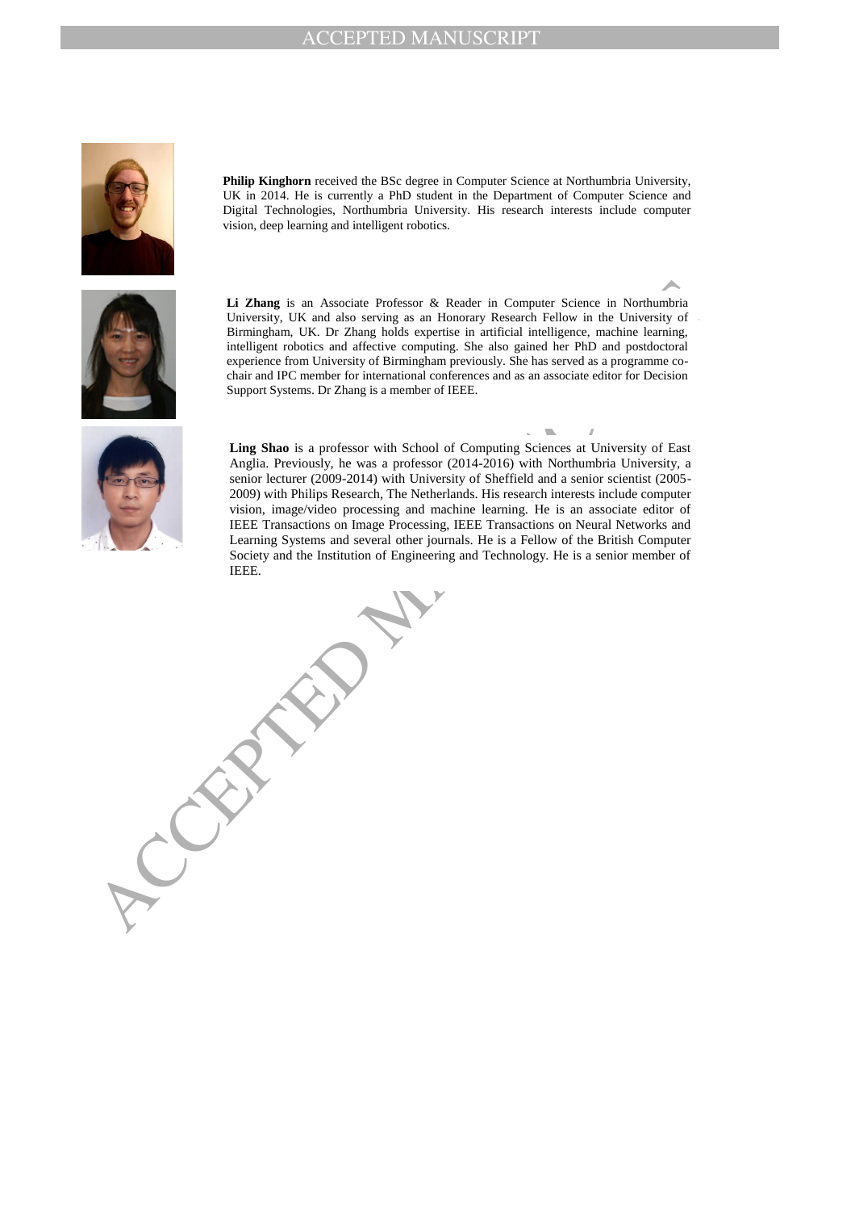**Philip Kinghorn** received the BSc degree in Computer Science at Northumbria University, UK in 2014. He is currently a PhD student in the Department of Computer Science and Digital Technologies, Northumbria University. His research interests include computer vision, deep learning and intelligent robotics.

**Li Zhang** is an Associate Professor & Reader in Computer Science in Northumbria University, UK and also serving as an Honorary Research Fellow in the University of Birmingham, UK. Dr Zhang holds expertise in artificial intelligence, machine learning, intelligent robotics and affective computing. She also gained her PhD and postdoctoral experience from University of Birmingham previously. She has served as a programme co-chair and IPC member for international conferences and as an associate editor for Decision Support Systems. Dr Zhang is a member of IEEE.

**Ling Shao** is a professor with School of Computing Sciences at University of East Anglia. Previously, he was a professor (2014-2016) with Northumbria University, a senior lecturer (2009-2014) with University of Sheffield and a senior scientist (2005-2009) with Philips Research, The Netherlands. His research interests include computer vision, image/video processing and machine learning. He is an associate editor of IEEE Transactions on Image Processing, IEEE Transactions on Neural Networks and Learning Systems and several other journals. He is a Fellow of the British Computer Society and the Institution of Engineering and Technology. He is a senior member of IEEE.